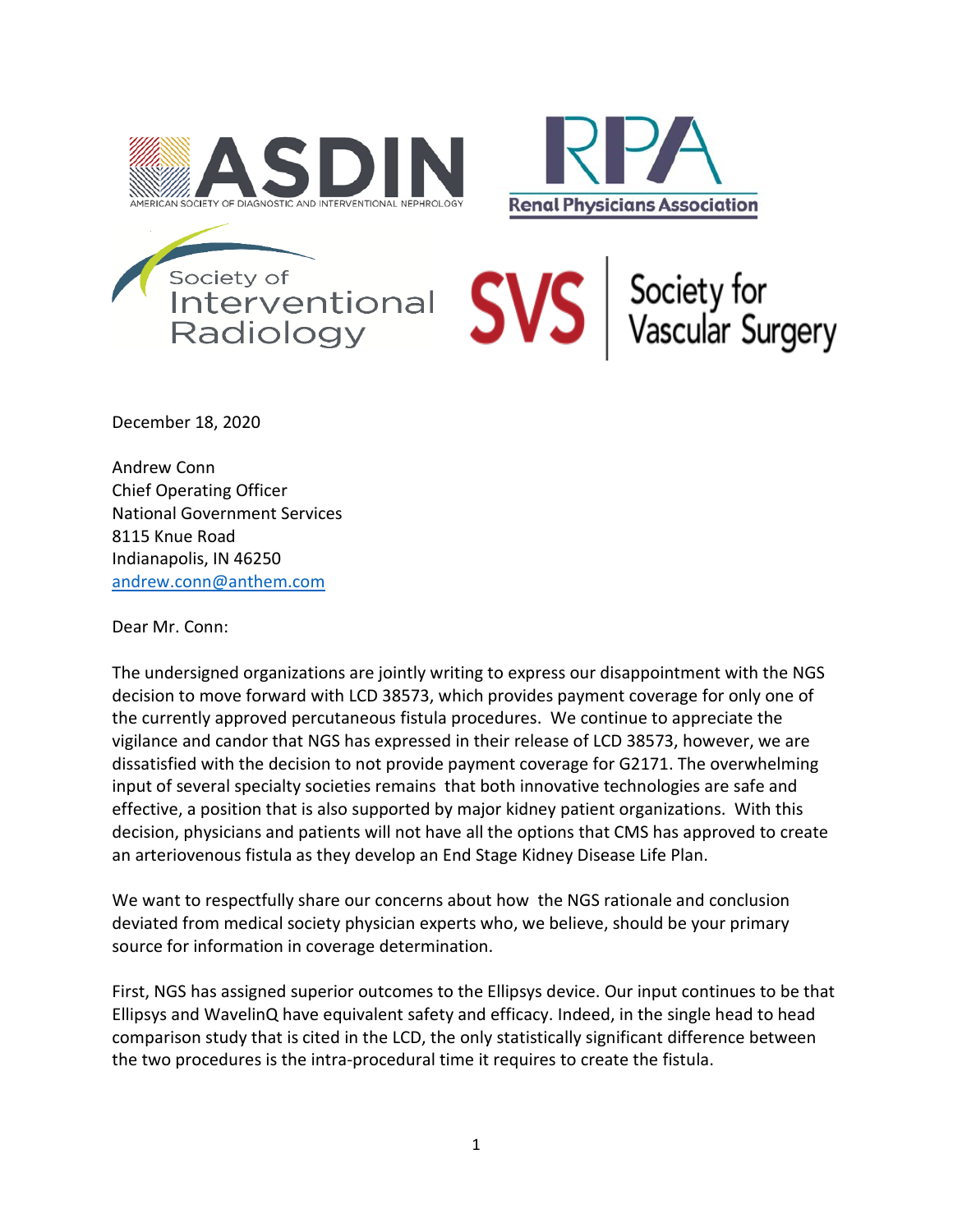ASDIN — AMERICAN SOCIETY OF DIAGNOSTIC AND INTERVENTIONAL NEPHROLOGY

RPA — Renal Physicians Association

Society of Interventional Radiology

SVS | Society for Vascular Surgery

December 18, 2020

Andrew Conn
Chief Operating Officer
National Government Services
8115 Knue Road
Indianapolis, IN 46250
andrew.conn@anthem.com

Dear Mr. Conn:

The undersigned organizations are jointly writing to express our disappointment with the NGS decision to move forward with LCD 38573, which provides payment coverage for only one of the currently approved percutaneous fistula procedures. We continue to appreciate the vigilance and candor that NGS has expressed in their release of LCD 38573, however, we are dissatisfied with the decision to not provide payment coverage for G2171. The overwhelming input of several specialty societies remains that both innovative technologies are safe and effective, a position that is also supported by major kidney patient organizations. With this decision, physicians and patients will not have all the options that CMS has approved to create an arteriovenous fistula as they develop an End Stage Kidney Disease Life Plan.

We want to respectfully share our concerns about how the NGS rationale and conclusion deviated from medical society physician experts who, we believe, should be your primary source for information in coverage determination.

First, NGS has assigned superior outcomes to the Ellipsys device. Our input continues to be that Ellipsys and WavelinQ have equivalent safety and efficacy. Indeed, in the single head to head comparison study that is cited in the LCD, the only statistically significant difference between the two procedures is the intra-procedural time it requires to create the fistula.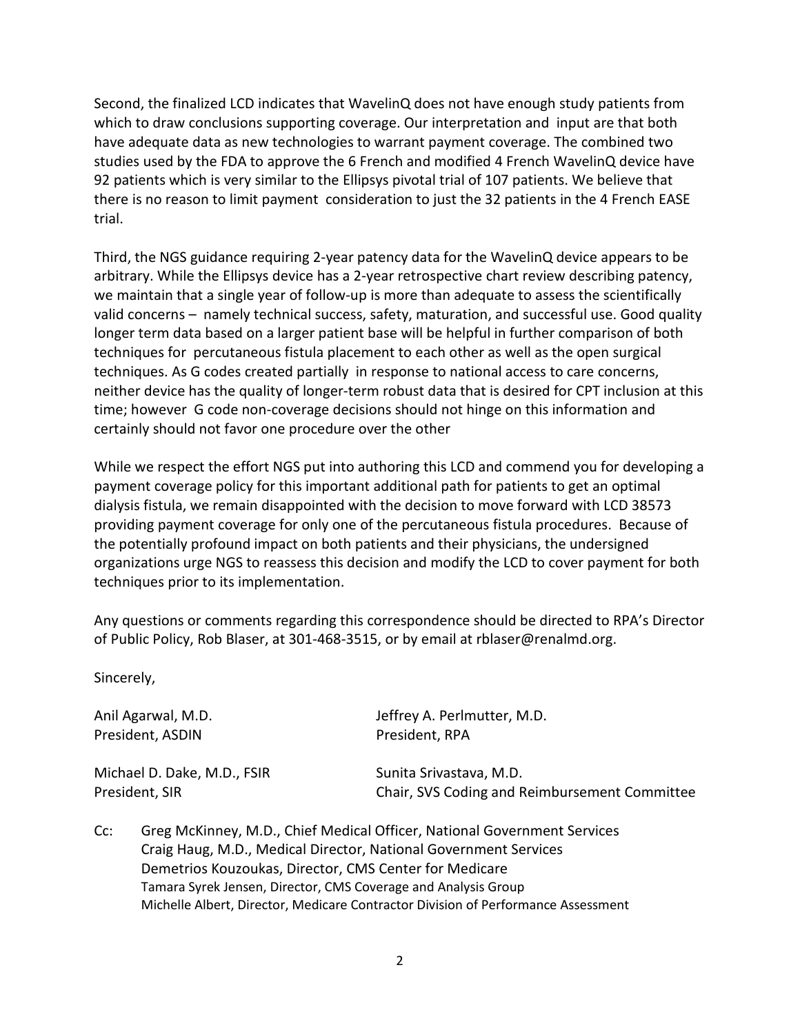Second, the finalized LCD indicates that WavelinQ does not have enough study patients from which to draw conclusions supporting coverage. Our interpretation and input are that both have adequate data as new technologies to warrant payment coverage. The combined two studies used by the FDA to approve the 6 French and modified 4 French WavelinQ device have 92 patients which is very similar to the Ellipsys pivotal trial of 107 patients. We believe that there is no reason to limit payment consideration to just the 32 patients in the 4 French EASE trial.

Third, the NGS guidance requiring 2-year patency data for the WavelinQ device appears to be arbitrary. While the Ellipsys device has a 2-year retrospective chart review describing patency, we maintain that a single year of follow-up is more than adequate to assess the scientifically valid concerns – namely technical success, safety, maturation, and successful use. Good quality longer term data based on a larger patient base will be helpful in further comparison of both techniques for percutaneous fistula placement to each other as well as the open surgical techniques. As G codes created partially in response to national access to care concerns, neither device has the quality of longer-term robust data that is desired for CPT inclusion at this time; however G code non-coverage decisions should not hinge on this information and certainly should not favor one procedure over the other

While we respect the effort NGS put into authoring this LCD and commend you for developing a payment coverage policy for this important additional path for patients to get an optimal dialysis fistula, we remain disappointed with the decision to move forward with LCD 38573 providing payment coverage for only one of the percutaneous fistula procedures. Because of the potentially profound impact on both patients and their physicians, the undersigned organizations urge NGS to reassess this decision and modify the LCD to cover payment for both techniques prior to its implementation.

Any questions or comments regarding this correspondence should be directed to RPA's Director of Public Policy, Rob Blaser, at 301-468-3515, or by email at rblaser@renalmd.org.

Sincerely,

Anil Agarwal, M.D.
President, ASDIN

Jeffrey A. Perlmutter, M.D.
President, RPA

Michael D. Dake, M.D., FSIR
President, SIR

Sunita Srivastava, M.D.
Chair, SVS Coding and Reimbursement Committee

Cc: Greg McKinney, M.D., Chief Medical Officer, National Government Services
Craig Haug, M.D., Medical Director, National Government Services
Demetrios Kouzoukas, Director, CMS Center for Medicare
Tamara Syrek Jensen, Director, CMS Coverage and Analysis Group
Michelle Albert, Director, Medicare Contractor Division of Performance Assessment